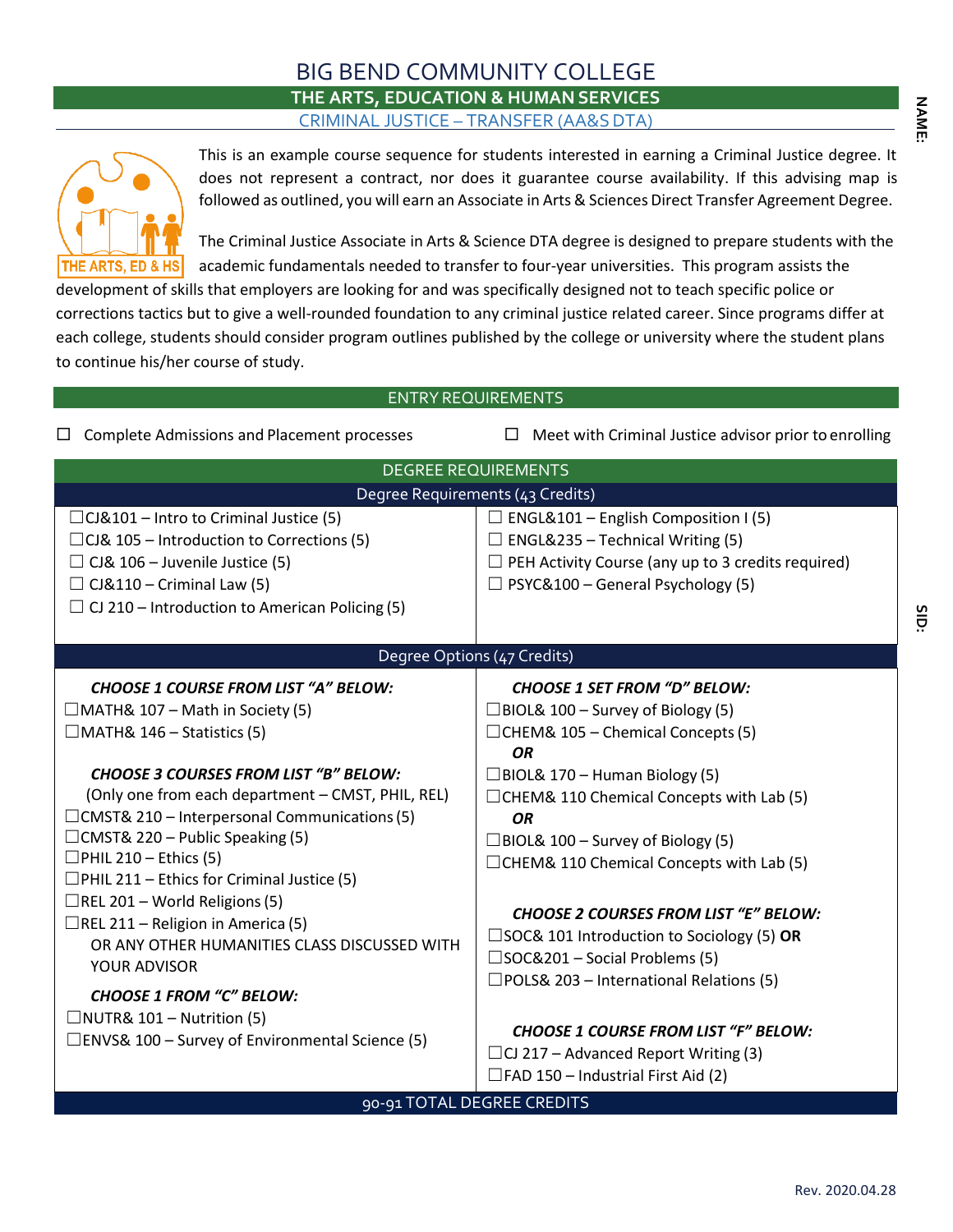# BIG BEND COMMUNITY COLLEGE

## THE ARTS, EDUCATION & HUMAN SERVICES

### CRIMINAL JUSTICE – TRANSFER (AA&S DTA)

**NAME:**

**SID:**

This is an example course sequence for students interested in earning a Criminal Justice degree. It does not represent a contract, nor does it guarantee course availability. If this advising map is followed as outlined, you will earn an Associate in Arts & Sciences Direct Transfer Agreement Degree.

The Criminal Justice Associate in Arts & Science DTA degree is designed to prepare students with the academic fundamentals needed to transfer to four-year universities. This program assists the development of skills that employers are looking for and was specifically designed not to teach specific police or corrections tactics but to give a well-rounded foundation to any criminal justice related career. Since programs differ at each college, students should consider program outlines published by the college or university where the student plans to continue his/her course of study.

## ENTRY REQUIREMENTS

- ☐ Complete Admissions and Placement processes
- ☐ Meet with Criminal Justice advisor prior to enrolling

## DEGREE REQUIREMENTS

### Degree Requirements (43 Credits)

- ☐ CJ&101 – Intro to Criminal Justice (5)
- ☐ CJ& 105 – Introduction to Corrections (5)
- ☐ CJ& 106 – Juvenile Justice (5)
- ☐ CJ&110 – Criminal Law (5)
- ☐ CJ 210 – Introduction to American Policing (5)
- ☐ ENGL&101 – English Composition I (5)
- ☐ ENGL&235 – Technical Writing (5)
- ☐ PEH Activity Course (any up to 3 credits required)
- ☐ PSYC&100 – General Psychology (5)

### Degree Options (47 Credits)

***CHOOSE 1 COURSE FROM LIST "A" BELOW:***

- ☐ MATH& 107 – Math in Society (5)
- ☐ MATH& 146 – Statistics (5)

***CHOOSE 3 COURSES FROM LIST "B" BELOW:***

(Only one from each department – CMST, PHIL, REL)

- ☐ CMST& 210 – Interpersonal Communications (5)
- ☐ CMST& 220 – Public Speaking (5)
- ☐ PHIL 210 – Ethics (5)
- ☐ PHIL 211 – Ethics for Criminal Justice (5)
- ☐ REL 201 – World Religions (5)
- ☐ REL 211 – Religion in America (5)

OR ANY OTHER HUMANITIES CLASS DISCUSSED WITH YOUR ADVISOR

***CHOOSE 1 FROM "C" BELOW:***

- ☐ NUTR& 101 – Nutrition (5)
- ☐ ENVS& 100 – Survey of Environmental Science (5)

***CHOOSE 1 SET FROM "D" BELOW:***

- ☐ BIOL& 100 – Survey of Biology (5)
- ☐ CHEM& 105 – Chemical Concepts (5)

***OR***

- ☐ BIOL& 170 – Human Biology (5)
- ☐ CHEM& 110 Chemical Concepts with Lab (5)

***OR***

- ☐ BIOL& 100 – Survey of Biology (5)
- ☐ CHEM& 110 Chemical Concepts with Lab (5)

***CHOOSE 2 COURSES FROM LIST "E" BELOW:***

- ☐ SOC& 101 Introduction to Sociology (5) **OR**
- ☐ SOC&201 – Social Problems (5)
- ☐ POLS& 203 – International Relations (5)

***CHOOSE 1 COURSE FROM LIST "F" BELOW:***

- ☐ CJ 217 – Advanced Report Writing (3)
- ☐ FAD 150 – Industrial First Aid (2)

**90-91 TOTAL DEGREE CREDITS**

Rev. 2020.04.28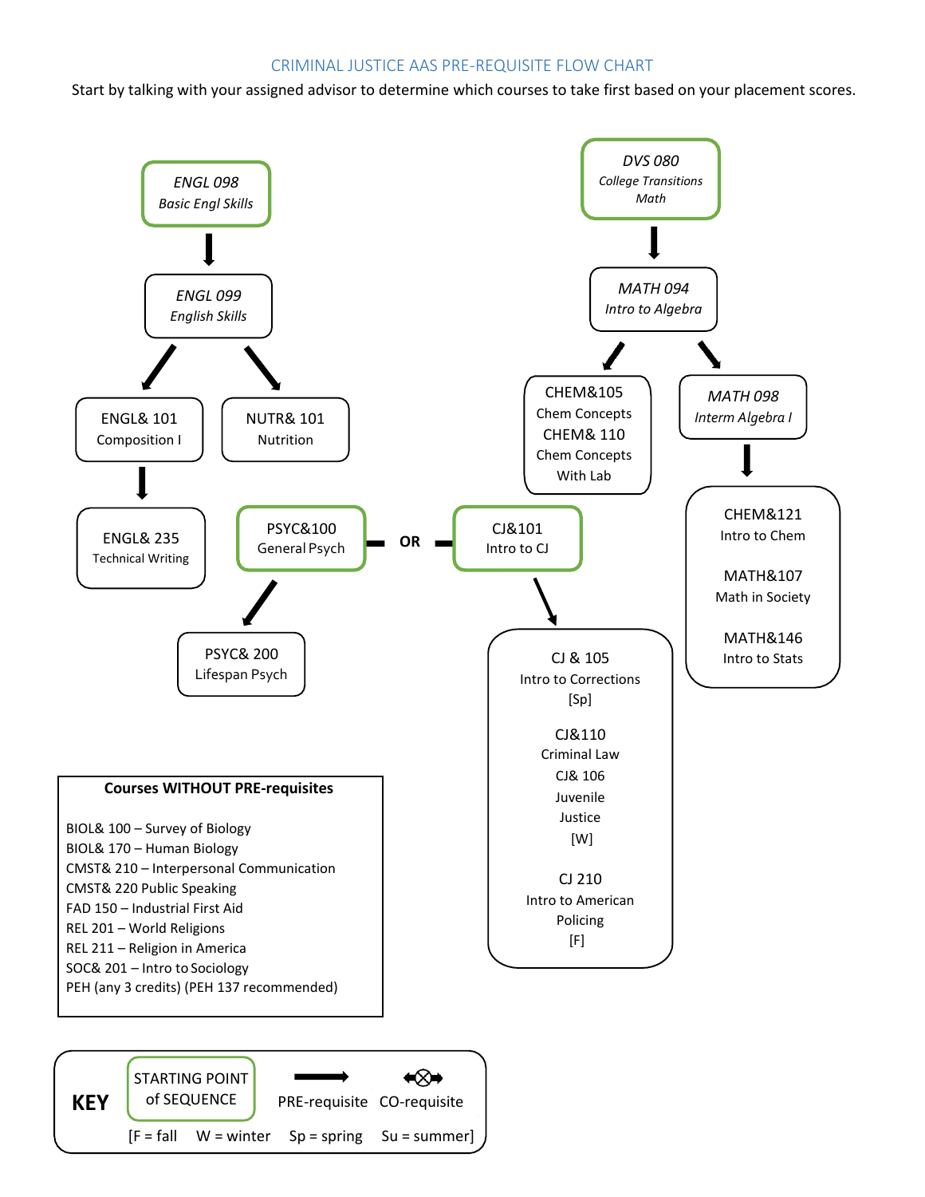# CRIMINAL JUSTICE AAS PRE-REQUISITE FLOW CHART

Start by talking with your assigned advisor to determine which courses to take first based on your placement scores.

*ENGL 098*
*Basic Engl Skills*

*ENGL 099*
*English Skills*

ENGL& 101
Composition I

NUTR& 101
Nutrition

ENGL& 235
Technical Writing

PSYC&100
General Psych

OR

CJ&101
Intro to CJ

PSYC& 200
Lifespan Psych

*DVS 080*
*College Transitions Math*

*MATH 094*
*Intro to Algebra*

CHEM&105
Chem Concepts
CHEM& 110
Chem Concepts With Lab

*MATH 098*
*Interm Algebra I*

CHEM&121
Intro to Chem

MATH&107
Math in Society

MATH&146
Intro to Stats

CJ & 105
Intro to Corrections
[Sp]

CJ&110
Criminal Law
CJ& 106
Juvenile Justice
[W]

CJ 210
Intro to American Policing
[F]

**Courses WITHOUT PRE-requisites**

BIOL& 100 – Survey of Biology
BIOL& 170 – Human Biology
CMST& 210 – Interpersonal Communication
CMST& 220 Public Speaking
FAD 150 – Industrial First Aid
REL 201 – World Religions
REL 211 – Religion in America
SOC& 201 – Intro to Sociology
PEH (any 3 credits) (PEH 137 recommended)

**KEY**

STARTING POINT of SEQUENCE

PRE-requisite

CO-requisite

[F = fall W = winter Sp = spring Su = summer]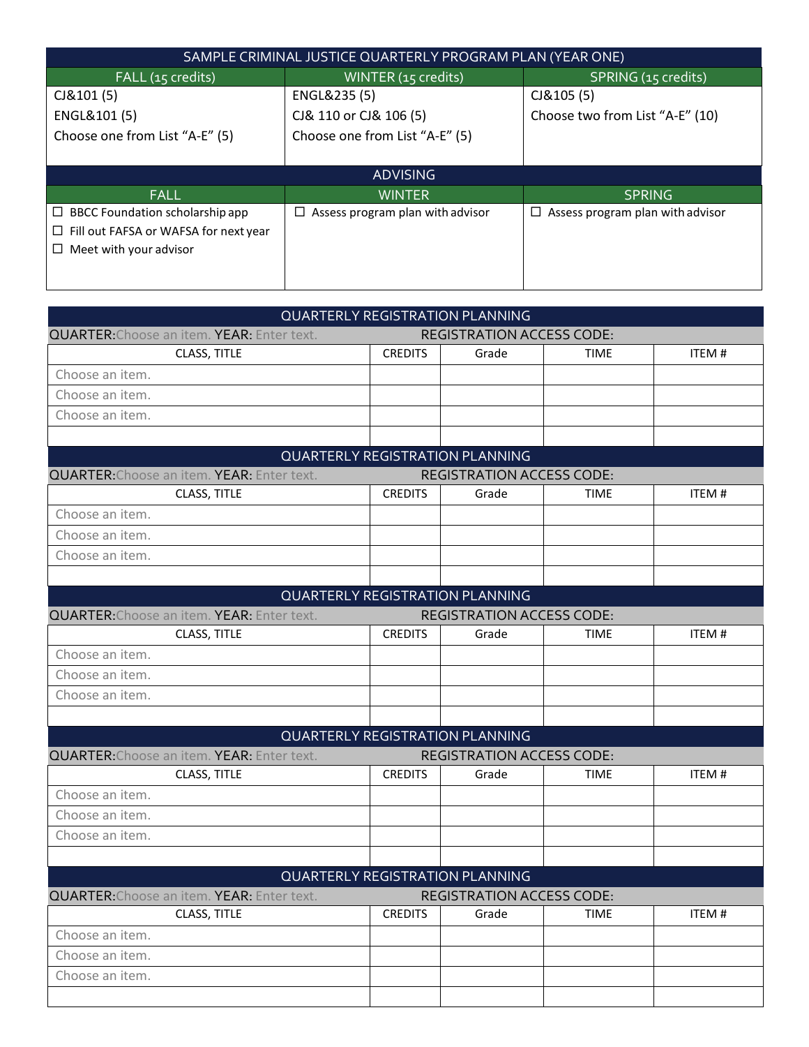| SAMPLE CRIMINAL JUSTICE QUARTERLY PROGRAM PLAN (YEAR ONE) | | |
|---|---|---|
| FALL (15 credits) | WINTER (15 credits) | SPRING (15 credits) |
| CJ&101 (5)<br>ENGL&101 (5)<br>Choose one from List "A-E" (5) | ENGL&235 (5)<br>CJ& 110 or CJ& 106 (5)<br>Choose one from List "A-E" (5) | CJ&105 (5)<br>Choose two from List "A-E" (10) |

| ADVISING | | |
|---|---|---|
| FALL | WINTER | SPRING |
| ☐ BBCC Foundation scholarship app<br>☐ Fill out FAFSA or WAFSA for next year<br>☐ Meet with your advisor | ☐ Assess program plan with advisor | ☐ Assess program plan with advisor |

| QUARTERLY REGISTRATION PLANNING | | | | |
|---|---|---|---|---|
| QUARTER: Choose an item. YEAR: Enter text. | | REGISTRATION ACCESS CODE: | | |
| CLASS, TITLE | CREDITS | Grade | TIME | ITEM # |
| Choose an item. | | | | |
| Choose an item. | | | | |
| Choose an item. | | | | |
| | | | | |

| QUARTERLY REGISTRATION PLANNING | | | | |
|---|---|---|---|---|
| QUARTER: Choose an item. YEAR: Enter text. | | REGISTRATION ACCESS CODE: | | |
| CLASS, TITLE | CREDITS | Grade | TIME | ITEM # |
| Choose an item. | | | | |
| Choose an item. | | | | |
| Choose an item. | | | | |
| | | | | |

| QUARTERLY REGISTRATION PLANNING | | | | |
|---|---|---|---|---|
| QUARTER: Choose an item. YEAR: Enter text. | | REGISTRATION ACCESS CODE: | | |
| CLASS, TITLE | CREDITS | Grade | TIME | ITEM # |
| Choose an item. | | | | |
| Choose an item. | | | | |
| Choose an item. | | | | |
| | | | | |

| QUARTERLY REGISTRATION PLANNING | | | | |
|---|---|---|---|---|
| QUARTER: Choose an item. YEAR: Enter text. | | REGISTRATION ACCESS CODE: | | |
| CLASS, TITLE | CREDITS | Grade | TIME | ITEM # |
| Choose an item. | | | | |
| Choose an item. | | | | |
| Choose an item. | | | | |
| | | | | |

| QUARTERLY REGISTRATION PLANNING | | | | |
|---|---|---|---|---|
| QUARTER: Choose an item. YEAR: Enter text. | | REGISTRATION ACCESS CODE: | | |
| CLASS, TITLE | CREDITS | Grade | TIME | ITEM # |
| Choose an item. | | | | |
| Choose an item. | | | | |
| Choose an item. | | | | |
| | | | | |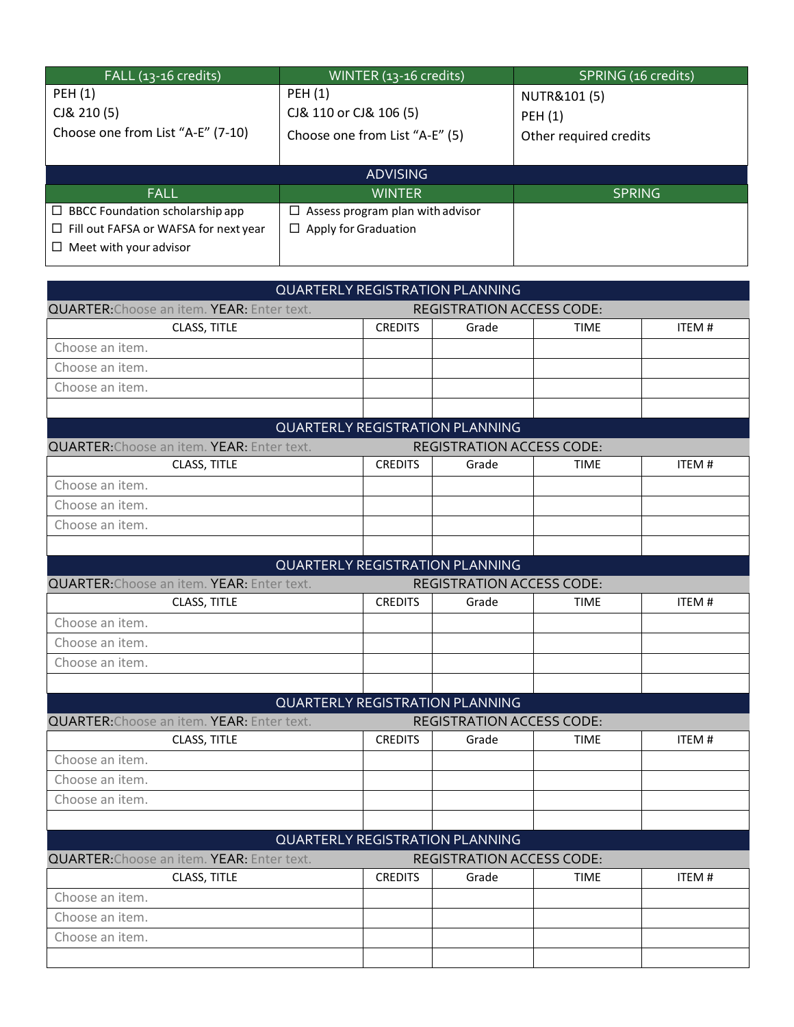| FALL (13-16 credits) | WINTER (13-16 credits) | SPRING (16 credits) |
|---|---|---|
| PEH (1)<br>CJ& 210 (5)<br>Choose one from List “A-E” (7-10) | PEH (1)<br>CJ& 110 or CJ& 106 (5)<br>Choose one from List “A-E” (5) | NUTR&101 (5)<br>PEH (1)<br>Other required credits |

**ADVISING**

| FALL | WINTER | SPRING |
|---|---|---|
| ☐ BBCC Foundation scholarship app<br>☐ Fill out FAFSA or WAFSA for next year<br>☐ Meet with your advisor | ☐ Assess program plan with advisor<br>☐ Apply for Graduation | |

**QUARTERLY REGISTRATION PLANNING**

QUARTER: Choose an item. YEAR: Enter text. REGISTRATION ACCESS CODE:

| CLASS, TITLE | CREDITS | Grade | TIME | ITEM # |
|---|---|---|---|---|
| Choose an item. | | | | |
| Choose an item. | | | | |
| Choose an item. | | | | |
| | | | | |

**QUARTERLY REGISTRATION PLANNING**

QUARTER: Choose an item. YEAR: Enter text. REGISTRATION ACCESS CODE:

| CLASS, TITLE | CREDITS | Grade | TIME | ITEM # |
|---|---|---|---|---|
| Choose an item. | | | | |
| Choose an item. | | | | |
| Choose an item. | | | | |
| | | | | |

**QUARTERLY REGISTRATION PLANNING**

QUARTER: Choose an item. YEAR: Enter text. REGISTRATION ACCESS CODE:

| CLASS, TITLE | CREDITS | Grade | TIME | ITEM # |
|---|---|---|---|---|
| Choose an item. | | | | |
| Choose an item. | | | | |
| Choose an item. | | | | |
| | | | | |

**QUARTERLY REGISTRATION PLANNING**

QUARTER: Choose an item. YEAR: Enter text. REGISTRATION ACCESS CODE:

| CLASS, TITLE | CREDITS | Grade | TIME | ITEM # |
|---|---|---|---|---|
| Choose an item. | | | | |
| Choose an item. | | | | |
| Choose an item. | | | | |
| | | | | |

**QUARTERLY REGISTRATION PLANNING**

QUARTER: Choose an item. YEAR: Enter text. REGISTRATION ACCESS CODE:

| CLASS, TITLE | CREDITS | Grade | TIME | ITEM # |
|---|---|---|---|---|
| Choose an item. | | | | |
| Choose an item. | | | | |
| Choose an item. | | | | |
| | | | | |